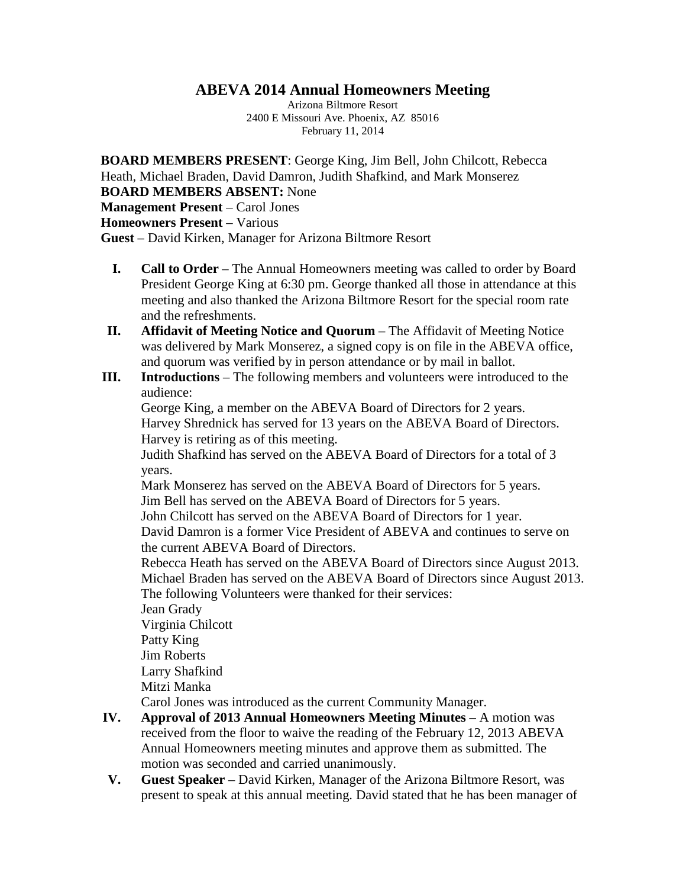# ABEVA 2014 Annual Homeowners Meeting

Arizona Biltmore Resort
2400 E Missouri Ave. Phoenix, AZ 85016
February 11, 2014

**BOARD MEMBERS PRESENT**: George King, Jim Bell, John Chilcott, Rebecca Heath, Michael Braden, David Damron, Judith Shafkind, and Mark Monserez
**BOARD MEMBERS ABSENT:** None
**Management Present** – Carol Jones
**Homeowners Present** – Various
**Guest** – David Kirken, Manager for Arizona Biltmore Resort

I. **Call to Order** – The Annual Homeowners meeting was called to order by Board President George King at 6:30 pm. George thanked all those in attendance at this meeting and also thanked the Arizona Biltmore Resort for the special room rate and the refreshments.

II. **Affidavit of Meeting Notice and Quorum** – The Affidavit of Meeting Notice was delivered by Mark Monserez, a signed copy is on file in the ABEVA office, and quorum was verified by in person attendance or by mail in ballot.

III. **Introductions** – The following members and volunteers were introduced to the audience:
George King, a member on the ABEVA Board of Directors for 2 years.
Harvey Shrednick has served for 13 years on the ABEVA Board of Directors. Harvey is retiring as of this meeting.
Judith Shafkind has served on the ABEVA Board of Directors for a total of 3 years.
Mark Monserez has served on the ABEVA Board of Directors for 5 years.
Jim Bell has served on the ABEVA Board of Directors for 5 years.
John Chilcott has served on the ABEVA Board of Directors for 1 year.
David Damron is a former Vice President of ABEVA and continues to serve on the current ABEVA Board of Directors.
Rebecca Heath has served on the ABEVA Board of Directors since August 2013.
Michael Braden has served on the ABEVA Board of Directors since August 2013.
The following Volunteers were thanked for their services:
Jean Grady
Virginia Chilcott
Patty King
Jim Roberts
Larry Shafkind
Mitzi Manka
Carol Jones was introduced as the current Community Manager.

IV. **Approval of 2013 Annual Homeowners Meeting Minutes** – A motion was received from the floor to waive the reading of the February 12, 2013 ABEVA Annual Homeowners meeting minutes and approve them as submitted. The motion was seconded and carried unanimously.

V. **Guest Speaker** – David Kirken, Manager of the Arizona Biltmore Resort, was present to speak at this annual meeting. David stated that he has been manager of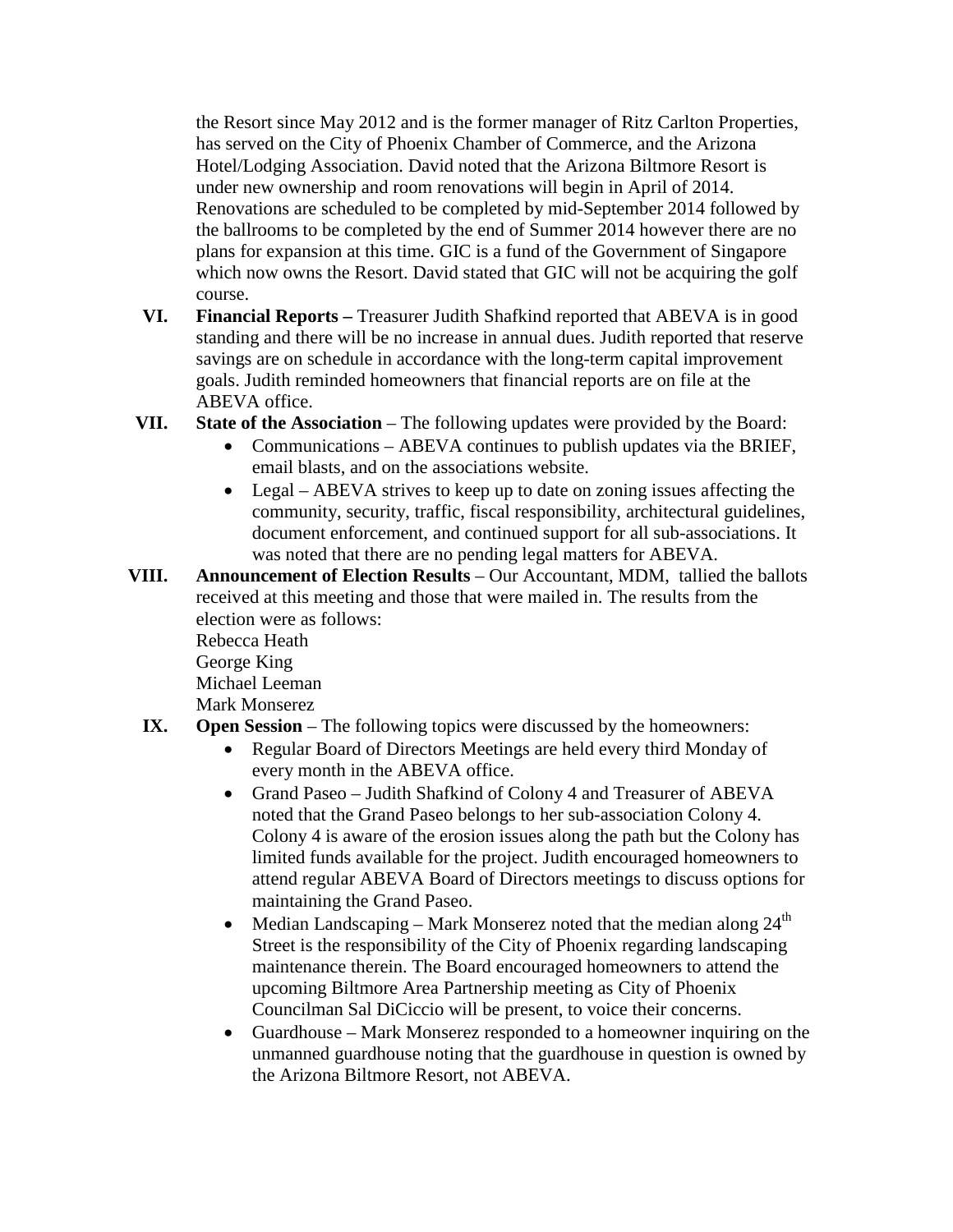the Resort since May 2012 and is the former manager of Ritz Carlton Properties, has served on the City of Phoenix Chamber of Commerce, and the Arizona Hotel/Lodging Association. David noted that the Arizona Biltmore Resort is under new ownership and room renovations will begin in April of 2014. Renovations are scheduled to be completed by mid-September 2014 followed by the ballrooms to be completed by the end of Summer 2014 however there are no plans for expansion at this time. GIC is a fund of the Government of Singapore which now owns the Resort. David stated that GIC will not be acquiring the golf course.

VI. **Financial Reports –** Treasurer Judith Shafkind reported that ABEVA is in good standing and there will be no increase in annual dues. Judith reported that reserve savings are on schedule in accordance with the long-term capital improvement goals. Judith reminded homeowners that financial reports are on file at the ABEVA office.

VII. **State of the Association** – The following updates were provided by the Board:
- Communications – ABEVA continues to publish updates via the BRIEF, email blasts, and on the associations website.
- Legal – ABEVA strives to keep up to date on zoning issues affecting the community, security, traffic, fiscal responsibility, architectural guidelines, document enforcement, and continued support for all sub-associations. It was noted that there are no pending legal matters for ABEVA.

VIII. **Announcement of Election Results** – Our Accountant, MDM, tallied the ballots received at this meeting and those that were mailed in. The results from the election were as follows:
Rebecca Heath
George King
Michael Leeman
Mark Monserez

IX. **Open Session** – The following topics were discussed by the homeowners:
- Regular Board of Directors Meetings are held every third Monday of every month in the ABEVA office.
- Grand Paseo – Judith Shafkind of Colony 4 and Treasurer of ABEVA noted that the Grand Paseo belongs to her sub-association Colony 4. Colony 4 is aware of the erosion issues along the path but the Colony has limited funds available for the project. Judith encouraged homeowners to attend regular ABEVA Board of Directors meetings to discuss options for maintaining the Grand Paseo.
- Median Landscaping – Mark Monserez noted that the median along 24th Street is the responsibility of the City of Phoenix regarding landscaping maintenance therein. The Board encouraged homeowners to attend the upcoming Biltmore Area Partnership meeting as City of Phoenix Councilman Sal DiCiccio will be present, to voice their concerns.
- Guardhouse – Mark Monserez responded to a homeowner inquiring on the unmanned guardhouse noting that the guardhouse in question is owned by the Arizona Biltmore Resort, not ABEVA.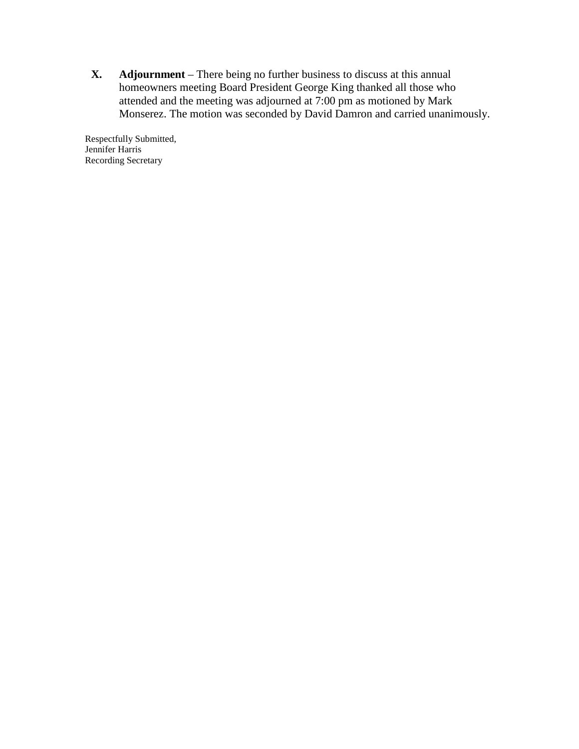**X. Adjournment** – There being no further business to discuss at this annual homeowners meeting Board President George King thanked all those who attended and the meeting was adjourned at 7:00 pm as motioned by Mark Monserez. The motion was seconded by David Damron and carried unanimously.

Respectfully Submitted,
Jennifer Harris
Recording Secretary